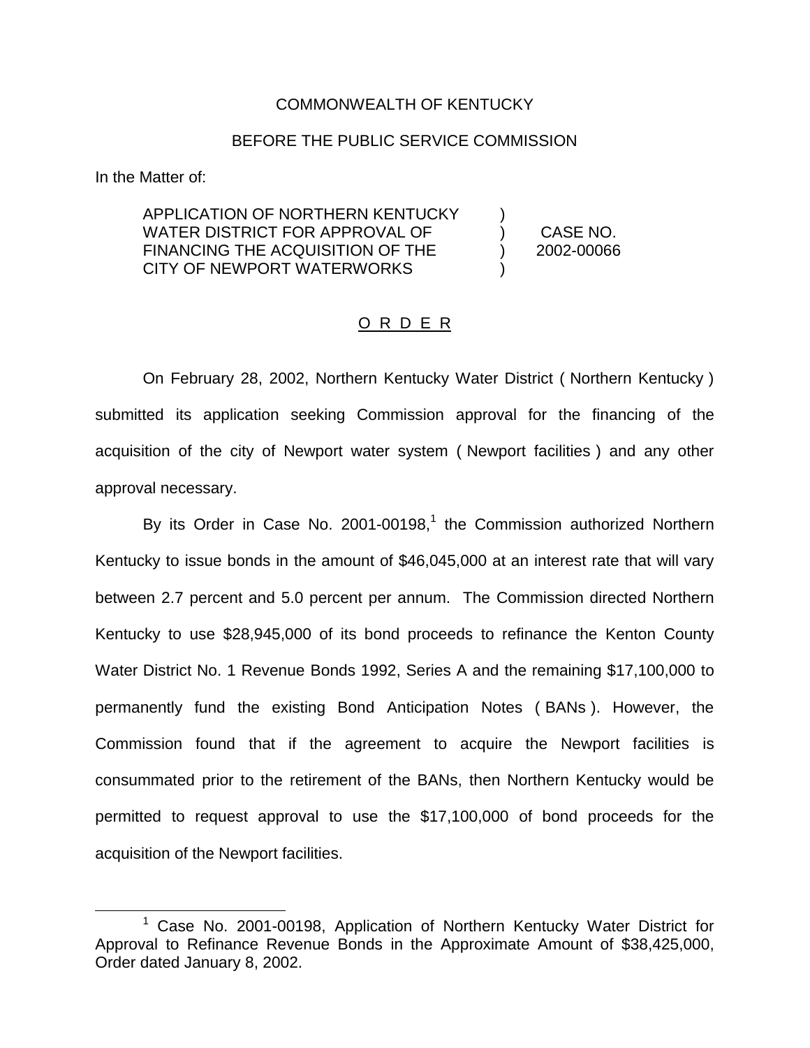COMMONWEALTH OF KENTUCKY

BEFORE THE PUBLIC SERVICE COMMISSION

In the Matter of:

APPLICATION OF NORTHERN KENTUCKY WATER DISTRICT FOR APPROVAL OF FINANCING THE ACQUISITION OF THE CITY OF NEWPORT WATERWORKS ) CASE NO. 2002-00066

# O R D E R

On February 28, 2002, Northern Kentucky Water District ( Northern Kentucky ) submitted its application seeking Commission approval for the financing of the acquisition of the city of Newport water system ( Newport facilities ) and any other approval necessary.

By its Order in Case No. 2001-00198,[1] the Commission authorized Northern Kentucky to issue bonds in the amount of $46,045,000 at an interest rate that will vary between 2.7 percent and 5.0 percent per annum. The Commission directed Northern Kentucky to use $28,945,000 of its bond proceeds to refinance the Kenton County Water District No. 1 Revenue Bonds 1992, Series A and the remaining $17,100,000 to permanently fund the existing Bond Anticipation Notes ( BANs ). However, the Commission found that if the agreement to acquire the Newport facilities is consummated prior to the retirement of the BANs, then Northern Kentucky would be permitted to request approval to use the $17,100,000 of bond proceeds for the acquisition of the Newport facilities.

[1] Case No. 2001-00198, Application of Northern Kentucky Water District for Approval to Refinance Revenue Bonds in the Approximate Amount of $38,425,000, Order dated January 8, 2002.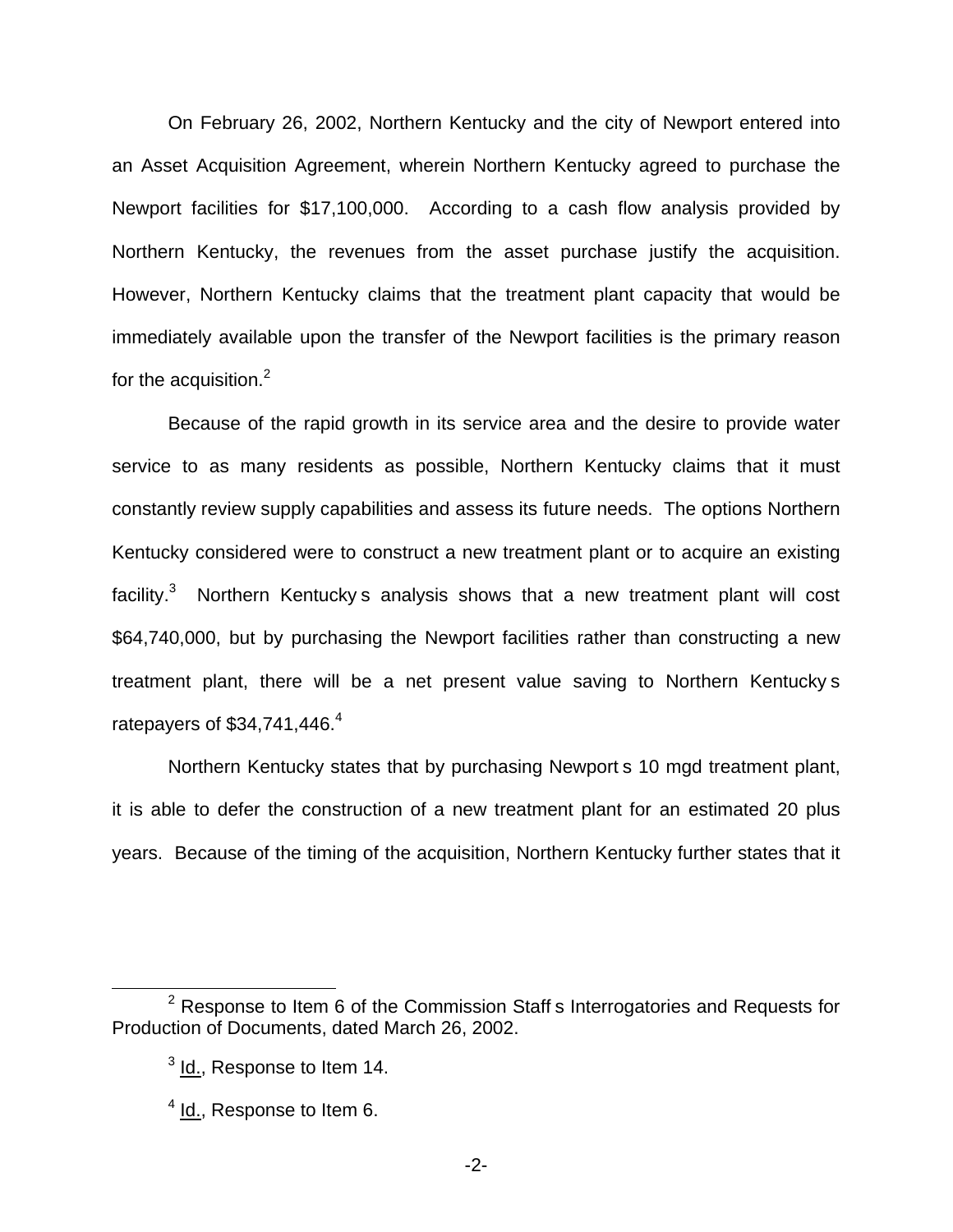On February 26, 2002, Northern Kentucky and the city of Newport entered into an Asset Acquisition Agreement, wherein Northern Kentucky agreed to purchase the Newport facilities for $17,100,000. According to a cash flow analysis provided by Northern Kentucky, the revenues from the asset purchase justify the acquisition. However, Northern Kentucky claims that the treatment plant capacity that would be immediately available upon the transfer of the Newport facilities is the primary reason for the acquisition.[2]

Because of the rapid growth in its service area and the desire to provide water service to as many residents as possible, Northern Kentucky claims that it must constantly review supply capabilities and assess its future needs. The options Northern Kentucky considered were to construct a new treatment plant or to acquire an existing facility.[3] Northern Kentucky s analysis shows that a new treatment plant will cost $64,740,000, but by purchasing the Newport facilities rather than constructing a new treatment plant, there will be a net present value saving to Northern Kentucky s ratepayers of $34,741,446.[4]

Northern Kentucky states that by purchasing Newport s 10 mgd treatment plant, it is able to defer the construction of a new treatment plant for an estimated 20 plus years. Because of the timing of the acquisition, Northern Kentucky further states that it

---

[2] Response to Item 6 of the Commission Staff s Interrogatories and Requests for Production of Documents, dated March 26, 2002.

[3] Id., Response to Item 14.

[4] Id., Response to Item 6.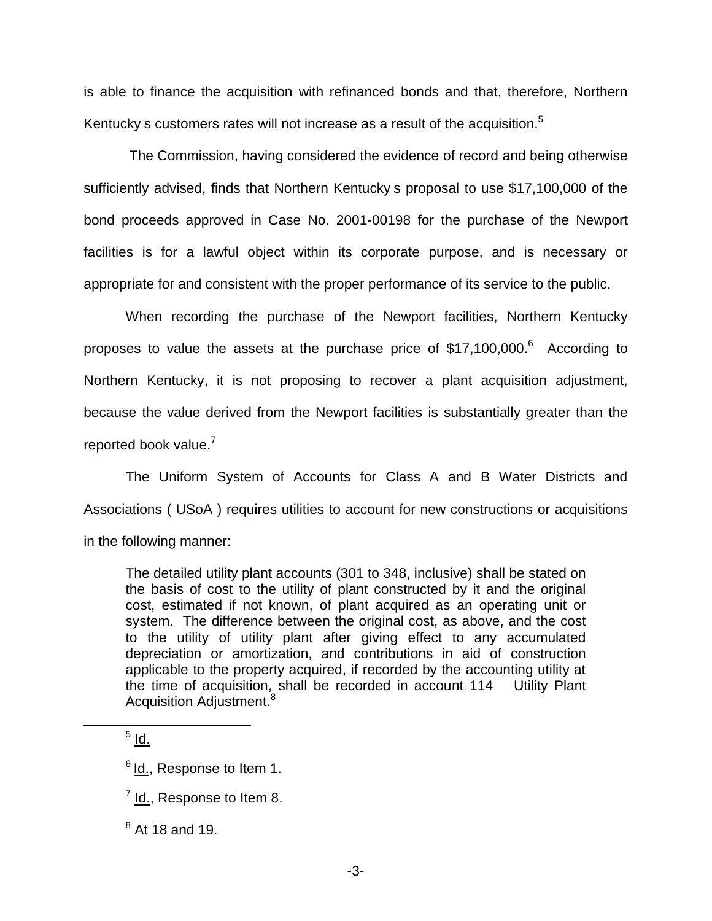is able to finance the acquisition with refinanced bonds and that, therefore, Northern Kentucky s customers rates will not increase as a result of the acquisition.[5]

The Commission, having considered the evidence of record and being otherwise sufficiently advised, finds that Northern Kentucky s proposal to use $17,100,000 of the bond proceeds approved in Case No. 2001-00198 for the purchase of the Newport facilities is for a lawful object within its corporate purpose, and is necessary or appropriate for and consistent with the proper performance of its service to the public.

When recording the purchase of the Newport facilities, Northern Kentucky proposes to value the assets at the purchase price of $17,100,000.[6] According to Northern Kentucky, it is not proposing to recover a plant acquisition adjustment, because the value derived from the Newport facilities is substantially greater than the reported book value.[7]

The Uniform System of Accounts for Class A and B Water Districts and Associations ( USoA ) requires utilities to account for new constructions or acquisitions in the following manner:

> The detailed utility plant accounts (301 to 348, inclusive) shall be stated on the basis of cost to the utility of plant constructed by it and the original cost, estimated if not known, of plant acquired as an operating unit or system. The difference between the original cost, as above, and the cost to the utility of utility plant after giving effect to any accumulated depreciation or amortization, and contributions in aid of construction applicable to the property acquired, if recorded by the accounting utility at the time of acquisition, shall be recorded in account 114 Utility Plant Acquisition Adjustment.[8]

---

[5] Id.

[6] Id., Response to Item 1.

[7] Id., Response to Item 8.

[8] At 18 and 19.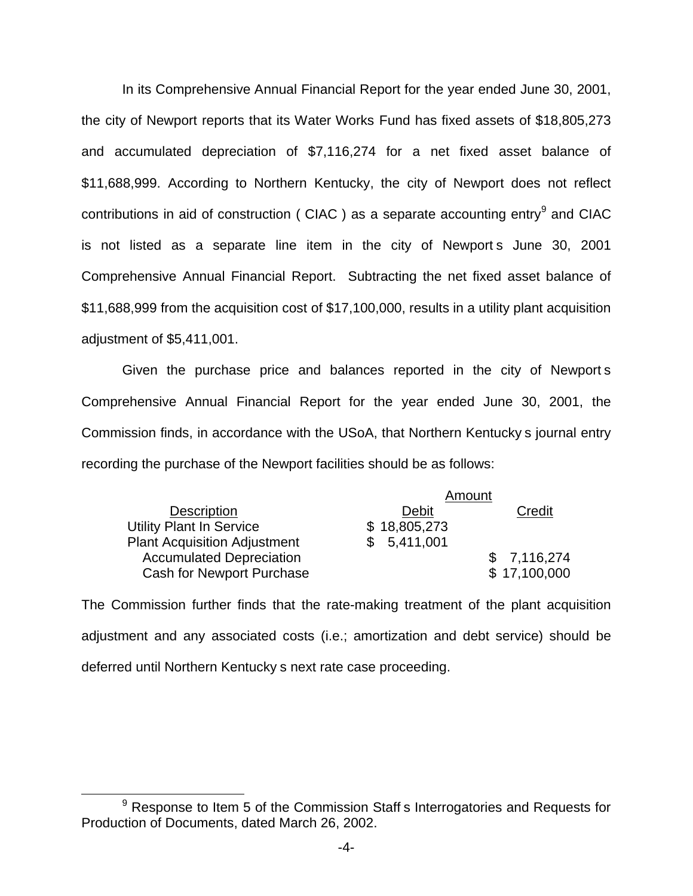In its Comprehensive Annual Financial Report for the year ended June 30, 2001, the city of Newport reports that its Water Works Fund has fixed assets of $18,805,273 and accumulated depreciation of $7,116,274 for a net fixed asset balance of $11,688,999. According to Northern Kentucky, the city of Newport does not reflect contributions in aid of construction ( CIAC ) as a separate accounting entry[9] and CIAC is not listed as a separate line item in the city of Newport s June 30, 2001 Comprehensive Annual Financial Report. Subtracting the net fixed asset balance of $11,688,999 from the acquisition cost of $17,100,000, results in a utility plant acquisition adjustment of $5,411,001.

Given the purchase price and balances reported in the city of Newport s Comprehensive Annual Financial Report for the year ended June 30, 2001, the Commission finds, in accordance with the USoA, that Northern Kentucky s journal entry recording the purchase of the Newport facilities should be as follows:

| | Amount | |
|---|---|---|
| Description | Debit | Credit |
| Utility Plant In Service | $ 18,805,273 | |
| Plant Acquisition Adjustment | $ 5,411,001 | |
| Accumulated Depreciation | | $ 7,116,274 |
| Cash for Newport Purchase | | $ 17,100,000 |

The Commission further finds that the rate-making treatment of the plant acquisition adjustment and any associated costs (i.e.; amortization and debt service) should be deferred until Northern Kentucky s next rate case proceeding.

[9] Response to Item 5 of the Commission Staff s Interrogatories and Requests for Production of Documents, dated March 26, 2002.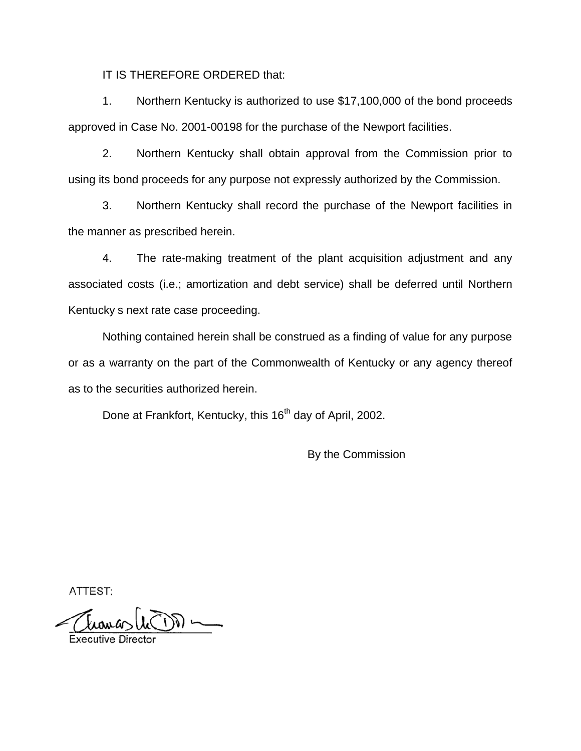IT IS THEREFORE ORDERED that:

1. Northern Kentucky is authorized to use $17,100,000 of the bond proceeds approved in Case No. 2001-00198 for the purchase of the Newport facilities.

2. Northern Kentucky shall obtain approval from the Commission prior to using its bond proceeds for any purpose not expressly authorized by the Commission.

3. Northern Kentucky shall record the purchase of the Newport facilities in the manner as prescribed herein.

4. The rate-making treatment of the plant acquisition adjustment and any associated costs (i.e.; amortization and debt service) shall be deferred until Northern Kentucky s next rate case proceeding.

Nothing contained herein shall be construed as a finding of value for any purpose or as a warranty on the part of the Commonwealth of Kentucky or any agency thereof as to the securities authorized herein.

Done at Frankfort, Kentucky, this 16th day of April, 2002.

By the Commission

ATTEST:

Executive Director